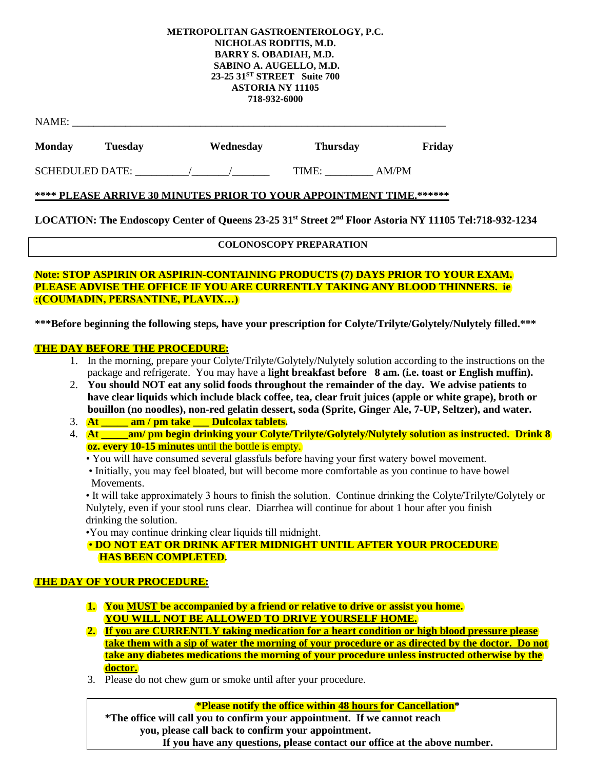**METROPOLITAN GASTROENTEROLOGY, P.C.**
**NICHOLAS RODITIS, M.D.**
**BARRY S. OBADIAH, M.D.**
**SABINO A. AUGELLO, M.D.**
**23-25 31ST STREET Suite 700**
**ASTORIA NY 11105**
**718-932-6000**

NAME: ___________________________________________________________________________

**Monday** **Tuesday** **Wednesday** **Thursday** **Friday**

SCHEDULED DATE: __________/_______/_______ TIME: _________ AM/PM

**\*\*\*\* PLEASE ARRIVE 30 MINUTES PRIOR TO YOUR APPOINTMENT TIME.\*\*\*\*\*\***

**LOCATION: The Endoscopy Center of Queens 23-25 31st Street 2nd Floor Astoria NY 11105 Tel:718-932-1234**

## COLONOSCOPY PREPARATION

**Note: STOP ASPIRIN OR ASPIRIN-CONTAINING PRODUCTS (7) DAYS PRIOR TO YOUR EXAM. PLEASE ADVISE THE OFFICE IF YOU ARE CURRENTLY TAKING ANY BLOOD THINNERS. ie :(COUMADIN, PERSANTINE, PLAVIX…)**

**\*\*\*Before beginning the following steps, have your prescription for Colyte/Trilyte/Golytely/Nulytely filled.\*\*\***

### THE DAY BEFORE THE PROCEDURE:

1. In the morning, prepare your Colyte/Trilyte/Golytely/Nulytely solution according to the instructions on the package and refrigerate. You may have a **light breakfast before 8 am. (i.e. toast or English muffin).**
2. **You should NOT eat any solid foods throughout the remainder of the day. We advise patients to have clear liquids which include black coffee, tea, clear fruit juices (apple or white grape), broth or bouillon (no noodles), non-red gelatin dessert, soda (Sprite, Ginger Ale, 7-UP, Seltzer), and water.**
3. **At _____ am / pm take ___ Dulcolax tablets.**
4. **At _____am/ pm begin drinking your Colyte/Trilyte/Golytely/Nulytely solution as instructed. Drink 8 oz. every 10-15 minutes** until the bottle is empty.
   - You will have consumed several glassfuls before having your first watery bowel movement.
   - Initially, you may feel bloated, but will become more comfortable as you continue to have bowel Movements.
   - It will take approximately 3 hours to finish the solution. Continue drinking the Colyte/Trilyte/Golytely or Nulytely, even if your stool runs clear. Diarrhea will continue for about 1 hour after you finish drinking the solution.
   - You may continue drinking clear liquids till midnight.
   - **DO NOT EAT OR DRINK AFTER MIDNIGHT UNTIL AFTER YOUR PROCEDURE HAS BEEN COMPLETED.**

### THE DAY OF YOUR PROCEDURE:

1. **You MUST be accompanied by a friend or relative to drive or assist you home. YOU WILL NOT BE ALLOWED TO DRIVE YOURSELF HOME.**
2. **If you are CURRENTLY taking medication for a heart condition or high blood pressure please take them with a sip of water the morning of your procedure or as directed by the doctor. Do not take any diabetes medications the morning of your procedure unless instructed otherwise by the doctor.**
3. Please do not chew gum or smoke until after your procedure.

**\*Please notify the office within 48 hours for Cancellation\***
**\*The office will call you to confirm your appointment. If we cannot reach you, please call back to confirm your appointment.**
**If you have any questions, please contact our office at the above number.**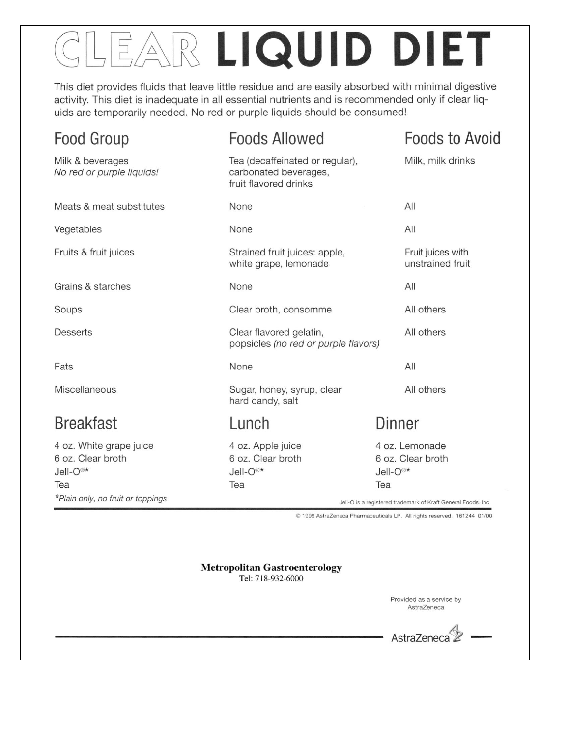# CLEAR LIQUID DIET

This diet provides fluids that leave little residue and are easily absorbed with minimal digestive activity. This diet is inadequate in all essential nutrients and is recommended only if clear liquids are temporarily needed. No red or purple liquids should be consumed!

| Food Group | Foods Allowed | Foods to Avoid |
| --- | --- | --- |
| Milk & beverages *No red or purple liquids!* | Tea (decaffeinated or regular), carbonated beverages, fruit flavored drinks | Milk, milk drinks |
| Meats & meat substitutes | None | All |
| Vegetables | None | All |
| Fruits & fruit juices | Strained fruit juices: apple, white grape, lemonade | Fruit juices with unstrained fruit |
| Grains & starches | None | All |
| Soups | Clear broth, consomme | All others |
| Desserts | Clear flavored gelatin, popsicles *(no red or purple flavors)* | All others |
| Fats | None | All |
| Miscellaneous | Sugar, honey, syrup, clear hard candy, salt | All others |

| Breakfast | Lunch | Dinner |
| --- | --- | --- |
| 4 oz. White grape juice | 4 oz. Apple juice | 4 oz. Lemonade |
| 6 oz. Clear broth | 6 oz. Clear broth | 6 oz. Clear broth |
| Jell-O®* | Jell-O®* | Jell-O®* |
| Tea | Tea | Tea |

*\*Plain only, no fruit or toppings*

Jell-O is a registered trademark of Kraft General Foods. Inc.

© 1999 AstraZeneca Pharmaceuticals LP. All rights reserved. 161244 01/00

**Metropolitan Gastroenterology**
Tel: 718-932-6000

Provided as a service by AstraZeneca

AstraZeneca